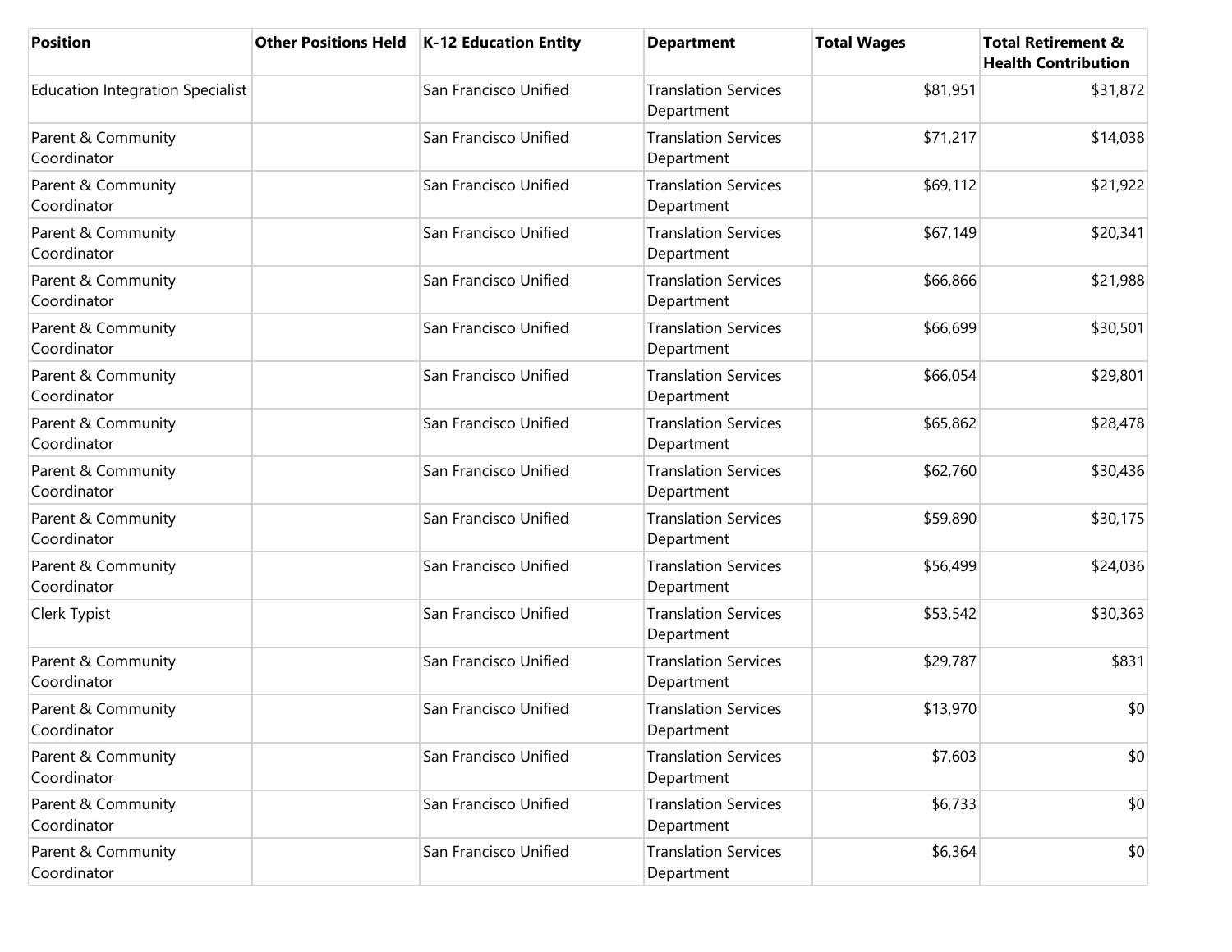| Position | Other Positions Held | K-12 Education Entity | Department | Total Wages | Total Retirement & Health Contribution |
|---|---|---|---|---|---|
| Education Integration Specialist | | San Francisco Unified | Translation Services Department | $81,951 | $31,872 |
| Parent & Community Coordinator | | San Francisco Unified | Translation Services Department | $71,217 | $14,038 |
| Parent & Community Coordinator | | San Francisco Unified | Translation Services Department | $69,112 | $21,922 |
| Parent & Community Coordinator | | San Francisco Unified | Translation Services Department | $67,149 | $20,341 |
| Parent & Community Coordinator | | San Francisco Unified | Translation Services Department | $66,866 | $21,988 |
| Parent & Community Coordinator | | San Francisco Unified | Translation Services Department | $66,699 | $30,501 |
| Parent & Community Coordinator | | San Francisco Unified | Translation Services Department | $66,054 | $29,801 |
| Parent & Community Coordinator | | San Francisco Unified | Translation Services Department | $65,862 | $28,478 |
| Parent & Community Coordinator | | San Francisco Unified | Translation Services Department | $62,760 | $30,436 |
| Parent & Community Coordinator | | San Francisco Unified | Translation Services Department | $59,890 | $30,175 |
| Parent & Community Coordinator | | San Francisco Unified | Translation Services Department | $56,499 | $24,036 |
| Clerk Typist | | San Francisco Unified | Translation Services Department | $53,542 | $30,363 |
| Parent & Community Coordinator | | San Francisco Unified | Translation Services Department | $29,787 | $831 |
| Parent & Community Coordinator | | San Francisco Unified | Translation Services Department | $13,970 | $0 |
| Parent & Community Coordinator | | San Francisco Unified | Translation Services Department | $7,603 | $0 |
| Parent & Community Coordinator | | San Francisco Unified | Translation Services Department | $6,733 | $0 |
| Parent & Community Coordinator | | San Francisco Unified | Translation Services Department | $6,364 | $0 |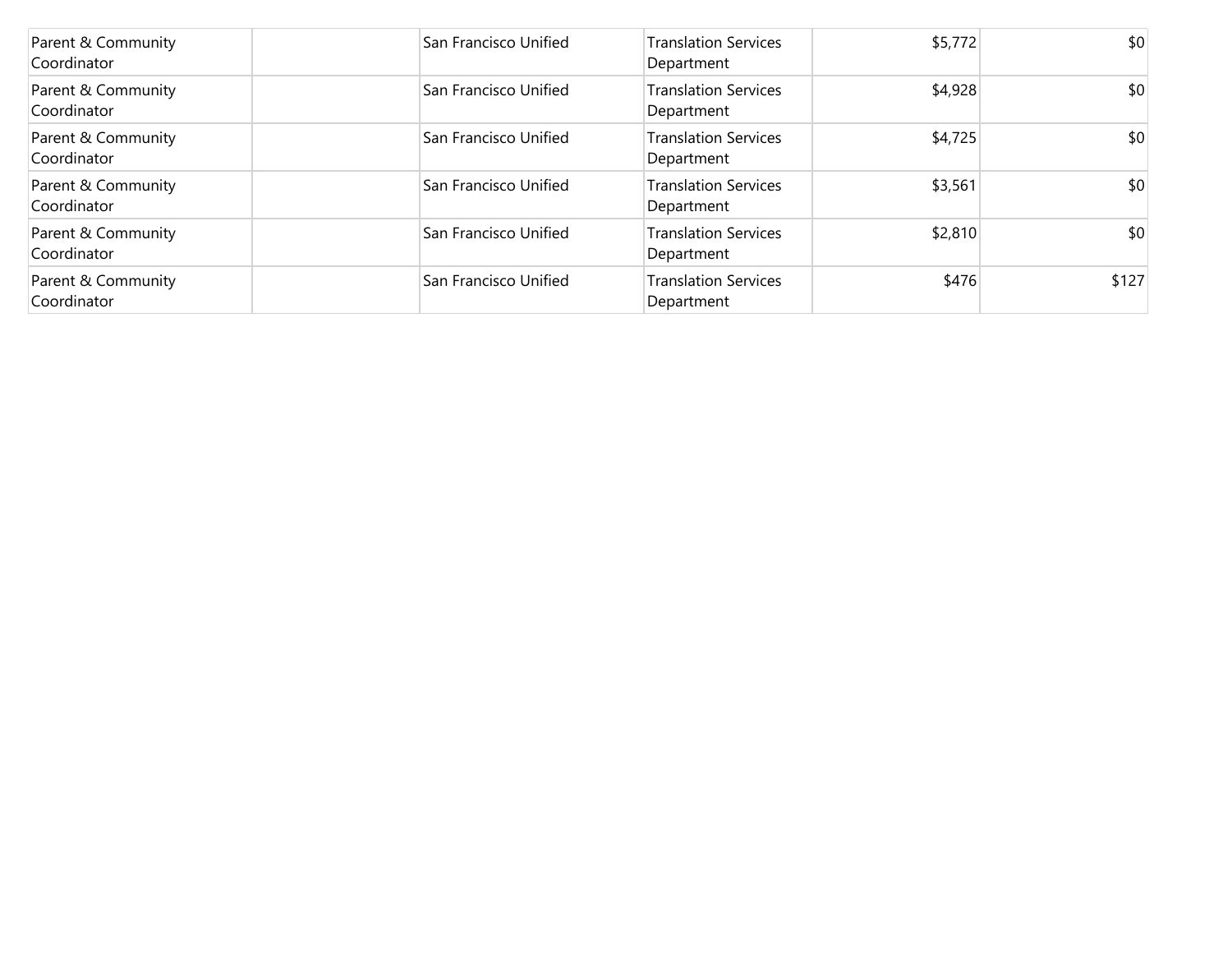| | | | | | |
|---|---|---|---|---|---|
| Parent & Community Coordinator | | San Francisco Unified | Translation Services Department | $5,772 | $0 |
| Parent & Community Coordinator | | San Francisco Unified | Translation Services Department | $4,928 | $0 |
| Parent & Community Coordinator | | San Francisco Unified | Translation Services Department | $4,725 | $0 |
| Parent & Community Coordinator | | San Francisco Unified | Translation Services Department | $3,561 | $0 |
| Parent & Community Coordinator | | San Francisco Unified | Translation Services Department | $2,810 | $0 |
| Parent & Community Coordinator | | San Francisco Unified | Translation Services Department | $476 | $127 |